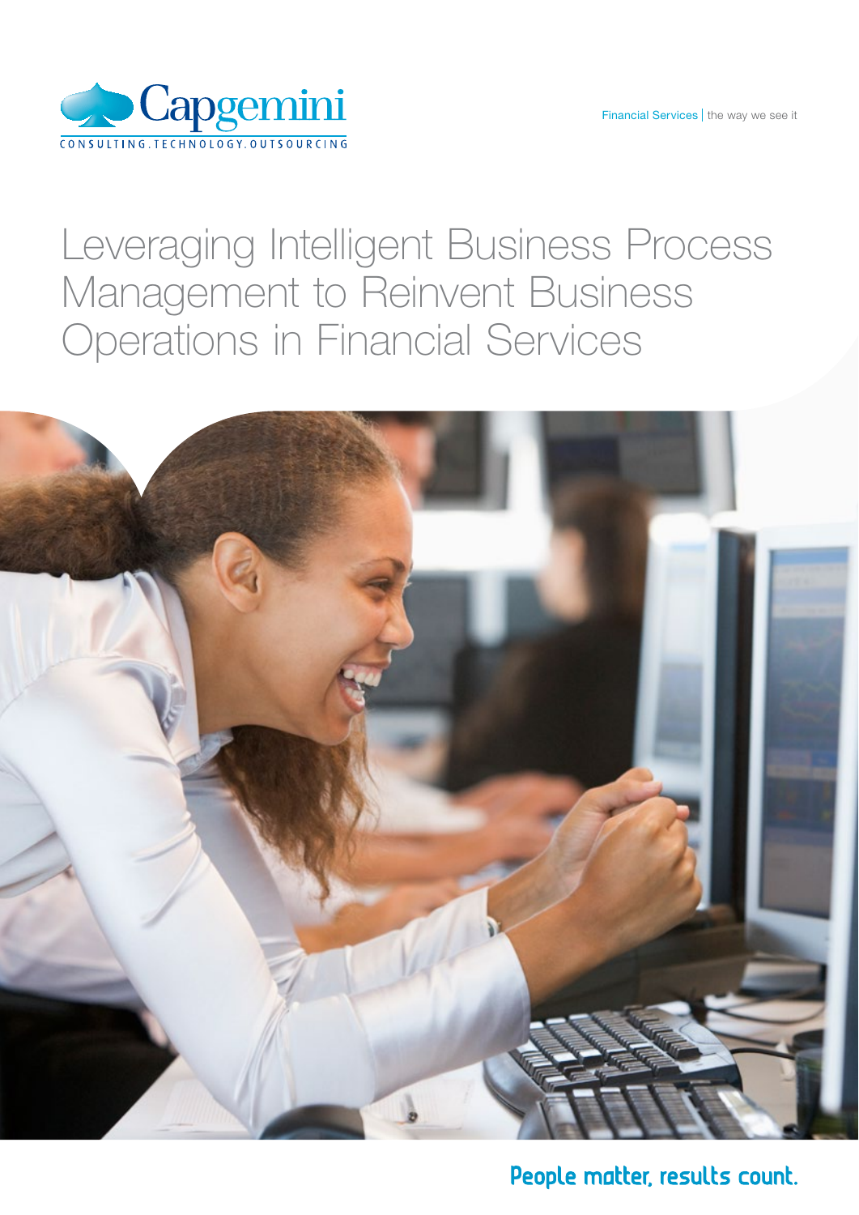Capgemini

CONSULTING.TECHNOLOGY.OUTSOURCING

Financial Services | the way we see it

# Leveraging Intelligent Business Process Management to Reinvent Business Operations in Financial Services

People matter, results count.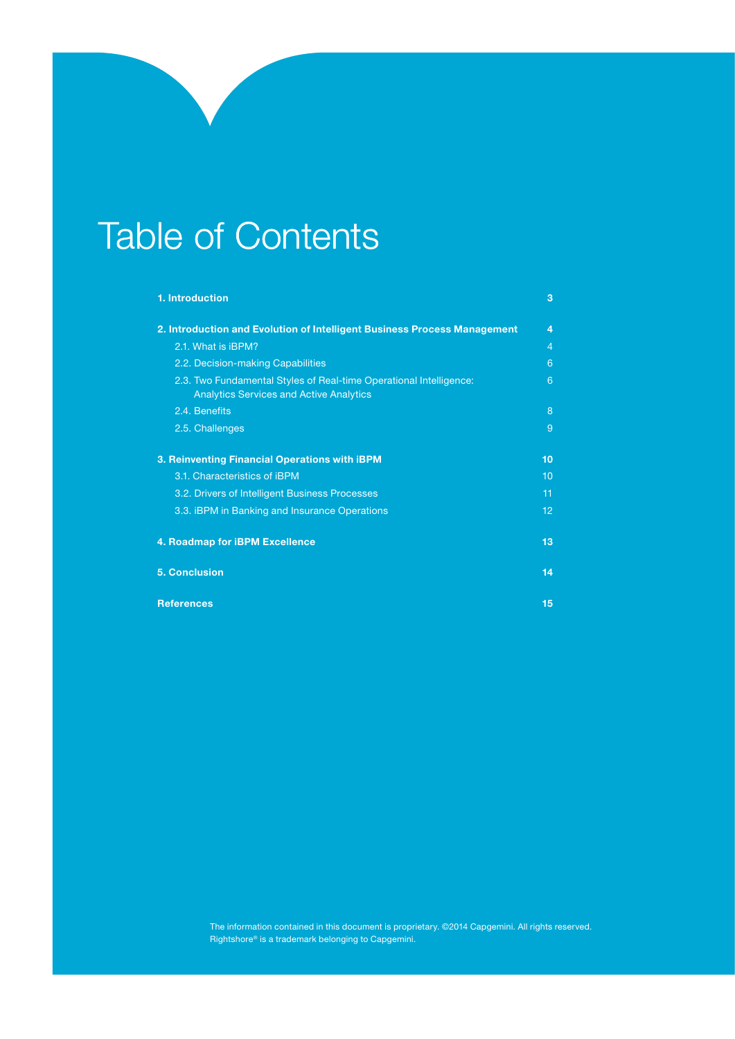# Table of Contents

| | |
|---|---|
| **1. Introduction** | **3** |
| **2. Introduction and Evolution of Intelligent Business Process Management** | **4** |
| 2.1. What is iBPM? | 4 |
| 2.2. Decision-making Capabilities | 6 |
| 2.3. Two Fundamental Styles of Real-time Operational Intelligence: Analytics Services and Active Analytics | 6 |
| 2.4. Benefits | 8 |
| 2.5. Challenges | 9 |
| **3. Reinventing Financial Operations with iBPM** | **10** |
| 3.1. Characteristics of iBPM | 10 |
| 3.2. Drivers of Intelligent Business Processes | 11 |
| 3.3. iBPM in Banking and Insurance Operations | 12 |
| **4. Roadmap for iBPM Excellence** | **13** |
| **5. Conclusion** | **14** |
| **References** | **15** |

The information contained in this document is proprietary. ©2014 Capgemini. All rights reserved.
Rightshore® is a trademark belonging to Capgemini.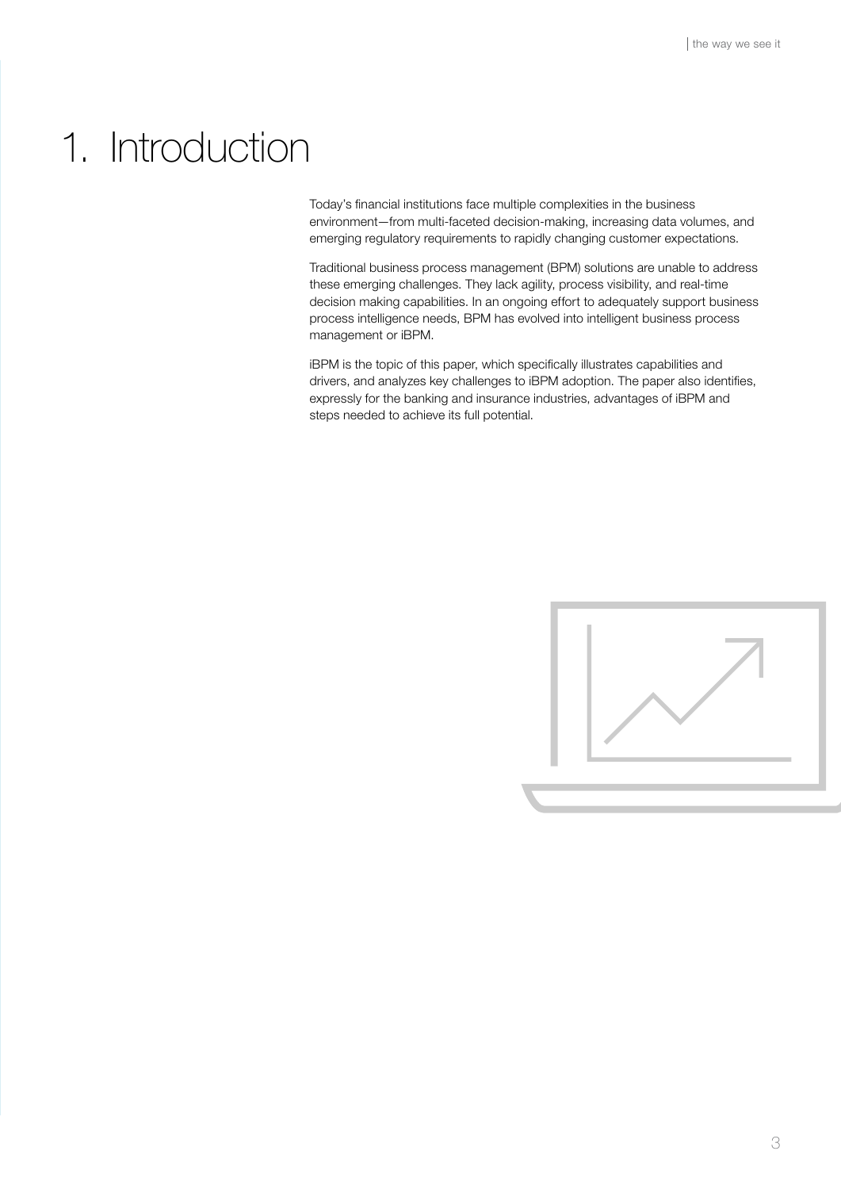# 1. Introduction

Today's financial institutions face multiple complexities in the business environment—from multi-faceted decision-making, increasing data volumes, and emerging regulatory requirements to rapidly changing customer expectations.

Traditional business process management (BPM) solutions are unable to address these emerging challenges. They lack agility, process visibility, and real-time decision making capabilities. In an ongoing effort to adequately support business process intelligence needs, BPM has evolved into intelligent business process management or iBPM.

iBPM is the topic of this paper, which specifically illustrates capabilities and drivers, and analyzes key challenges to iBPM adoption. The paper also identifies, expressly for the banking and insurance industries, advantages of iBPM and steps needed to achieve its full potential.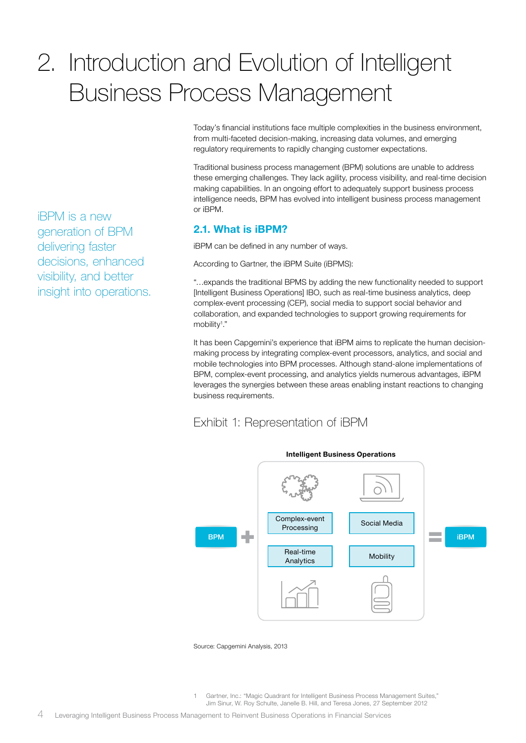# 2. Introduction and Evolution of Intelligent Business Process Management

iBPM is a new generation of BPM delivering faster decisions, enhanced visibility, and better insight into operations.

Today's financial institutions face multiple complexities in the business environment, from multi-faceted decision-making, increasing data volumes, and emerging regulatory requirements to rapidly changing customer expectations.

Traditional business process management (BPM) solutions are unable to address these emerging challenges. They lack agility, process visibility, and real-time decision making capabilities. In an ongoing effort to adequately support business process intelligence needs, BPM has evolved into intelligent business process management or iBPM.

## 2.1. What is iBPM?

iBPM can be defined in any number of ways.

According to Gartner, the iBPM Suite (iBPMS):

"…expands the traditional BPMS by adding the new functionality needed to support [Intelligent Business Operations] IBO, such as real-time business analytics, deep complex-event processing (CEP), social media to support social behavior and collaboration, and expanded technologies to support growing requirements for mobility[1]."

It has been Capgemini's experience that iBPM aims to replicate the human decision-making process by integrating complex-event processors, analytics, and social and mobile technologies into BPM processes. Although stand-alone implementations of BPM, complex-event processing, and analytics yields numerous advantages, iBPM leverages the synergies between these areas enabling instant reactions to changing business requirements.

### Exhibit 1: Representation of iBPM

**Intelligent Business Operations**

BPM + [Complex-event Processing | Social Media | Real-time Analytics | Mobility] = iBPM

Source: Capgemini Analysis, 2013

1 Gartner, Inc.: "Magic Quadrant for Intelligent Business Process Management Suites," Jim Sinur, W. Roy Schulte, Janelle B. Hill, and Teresa Jones, 27 September 2012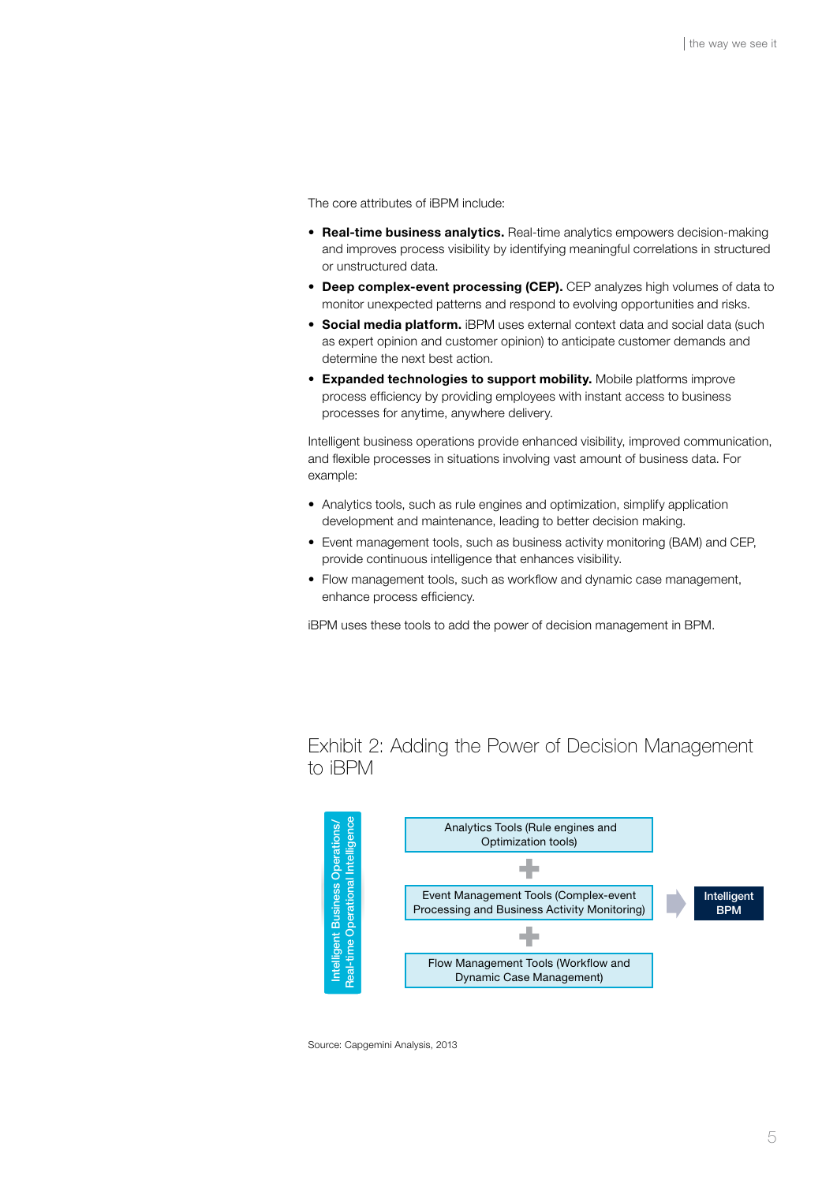The core attributes of iBPM include:

- **Real-time business analytics.** Real-time analytics empowers decision-making and improves process visibility by identifying meaningful correlations in structured or unstructured data.
- **Deep complex-event processing (CEP).** CEP analyzes high volumes of data to monitor unexpected patterns and respond to evolving opportunities and risks.
- **Social media platform.** iBPM uses external context data and social data (such as expert opinion and customer opinion) to anticipate customer demands and determine the next best action.
- **Expanded technologies to support mobility.** Mobile platforms improve process efficiency by providing employees with instant access to business processes for anytime, anywhere delivery.

Intelligent business operations provide enhanced visibility, improved communication, and flexible processes in situations involving vast amount of business data. For example:

- Analytics tools, such as rule engines and optimization, simplify application development and maintenance, leading to better decision making.
- Event management tools, such as business activity monitoring (BAM) and CEP, provide continuous intelligence that enhances visibility.
- Flow management tools, such as workflow and dynamic case management, enhance process efficiency.

iBPM uses these tools to add the power of decision management in BPM.

## Exhibit 2: Adding the Power of Decision Management to iBPM

Intelligent Business Operations/ Real-time Operational Intelligence

Analytics Tools (Rule engines and Optimization tools)

+

Event Management Tools (Complex-event Processing and Business Activity Monitoring)

+

Flow Management Tools (Workflow and Dynamic Case Management)

→ Intelligent BPM

Source: Capgemini Analysis, 2013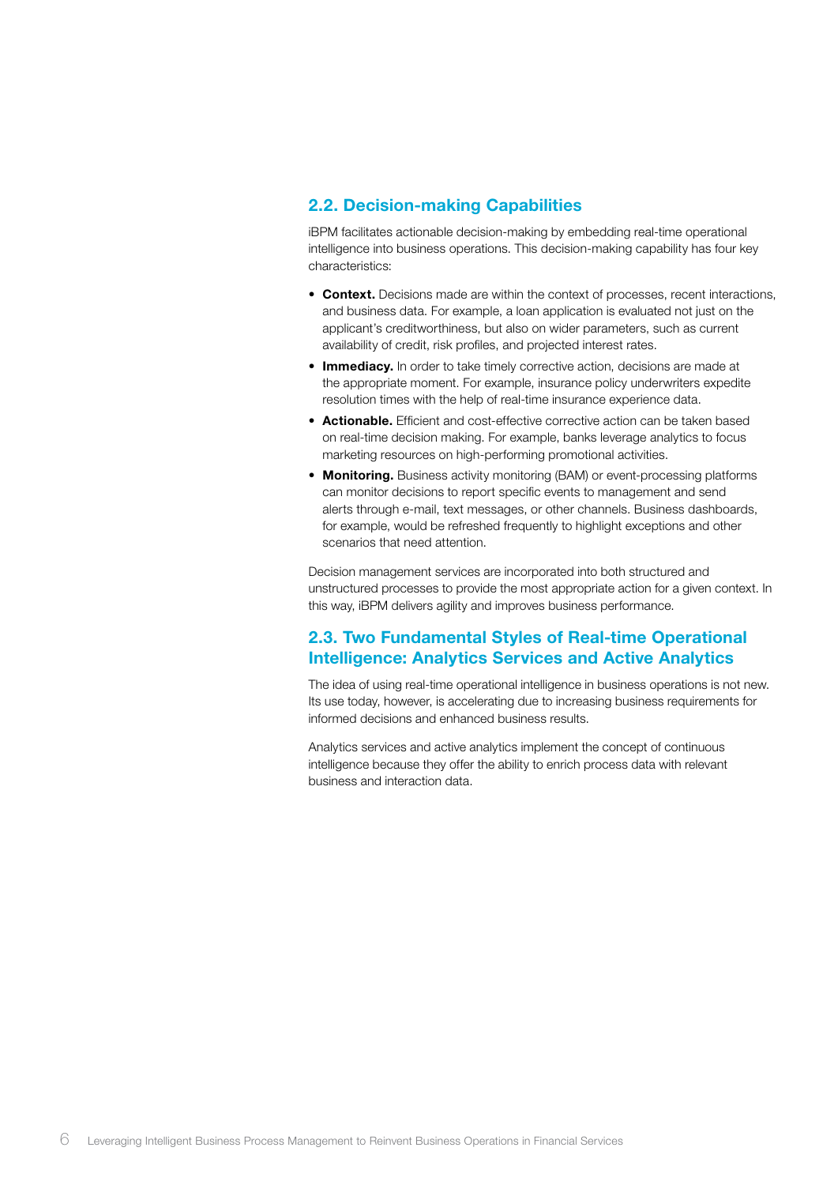## 2.2. Decision-making Capabilities

iBPM facilitates actionable decision-making by embedding real-time operational intelligence into business operations. This decision-making capability has four key characteristics:

- **Context.** Decisions made are within the context of processes, recent interactions, and business data. For example, a loan application is evaluated not just on the applicant's creditworthiness, but also on wider parameters, such as current availability of credit, risk profiles, and projected interest rates.
- **Immediacy.** In order to take timely corrective action, decisions are made at the appropriate moment. For example, insurance policy underwriters expedite resolution times with the help of real-time insurance experience data.
- **Actionable.** Efficient and cost-effective corrective action can be taken based on real-time decision making. For example, banks leverage analytics to focus marketing resources on high-performing promotional activities.
- **Monitoring.** Business activity monitoring (BAM) or event-processing platforms can monitor decisions to report specific events to management and send alerts through e-mail, text messages, or other channels. Business dashboards, for example, would be refreshed frequently to highlight exceptions and other scenarios that need attention.

Decision management services are incorporated into both structured and unstructured processes to provide the most appropriate action for a given context. In this way, iBPM delivers agility and improves business performance.

## 2.3. Two Fundamental Styles of Real-time Operational Intelligence: Analytics Services and Active Analytics

The idea of using real-time operational intelligence in business operations is not new. Its use today, however, is accelerating due to increasing business requirements for informed decisions and enhanced business results.

Analytics services and active analytics implement the concept of continuous intelligence because they offer the ability to enrich process data with relevant business and interaction data.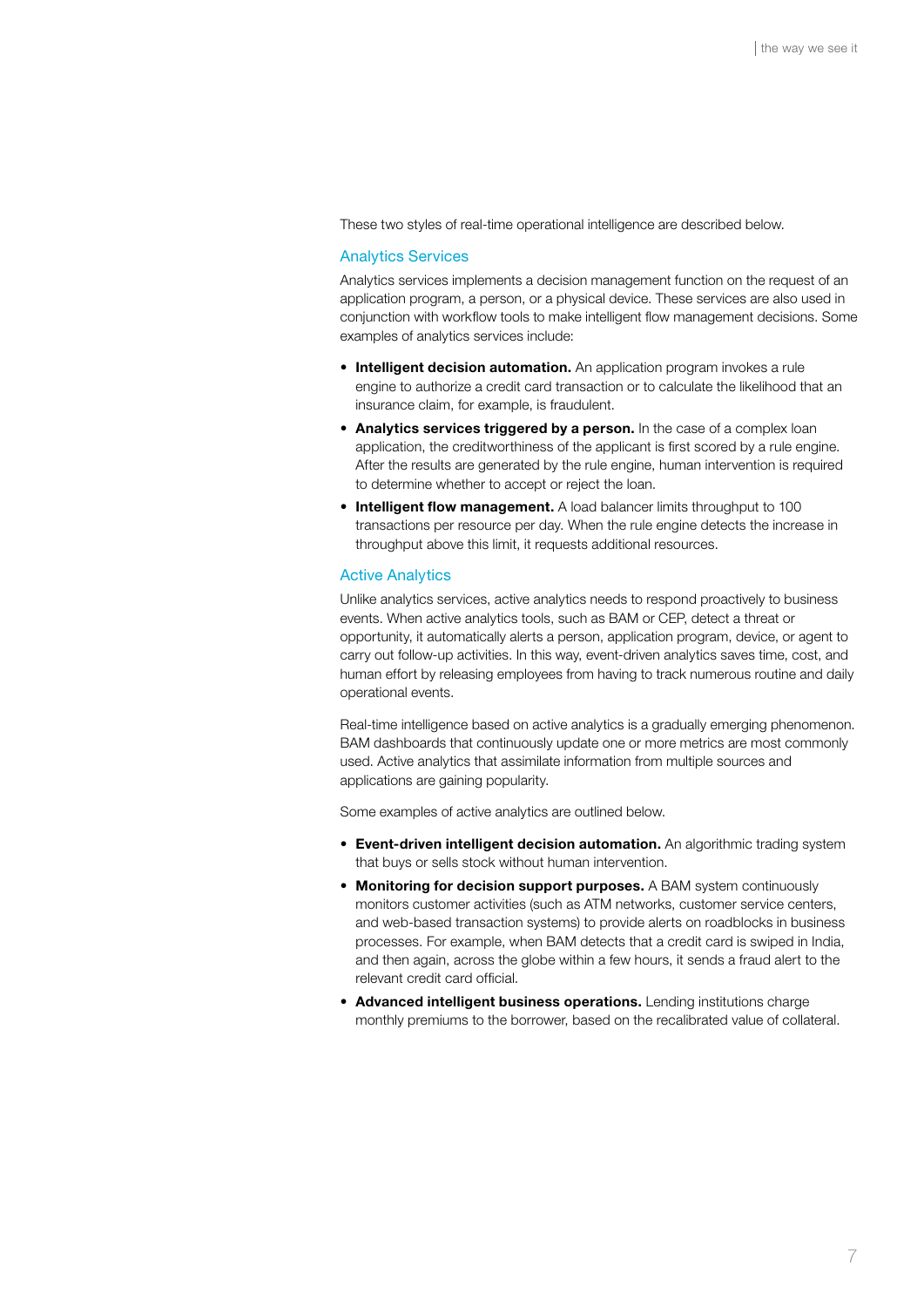These two styles of real-time operational intelligence are described below.

### Analytics Services

Analytics services implements a decision management function on the request of an application program, a person, or a physical device. These services are also used in conjunction with workflow tools to make intelligent flow management decisions. Some examples of analytics services include:

- **Intelligent decision automation.** An application program invokes a rule engine to authorize a credit card transaction or to calculate the likelihood that an insurance claim, for example, is fraudulent.
- **Analytics services triggered by a person.** In the case of a complex loan application, the creditworthiness of the applicant is first scored by a rule engine. After the results are generated by the rule engine, human intervention is required to determine whether to accept or reject the loan.
- **Intelligent flow management.** A load balancer limits throughput to 100 transactions per resource per day. When the rule engine detects the increase in throughput above this limit, it requests additional resources.

### Active Analytics

Unlike analytics services, active analytics needs to respond proactively to business events. When active analytics tools, such as BAM or CEP, detect a threat or opportunity, it automatically alerts a person, application program, device, or agent to carry out follow-up activities. In this way, event-driven analytics saves time, cost, and human effort by releasing employees from having to track numerous routine and daily operational events.

Real-time intelligence based on active analytics is a gradually emerging phenomenon. BAM dashboards that continuously update one or more metrics are most commonly used. Active analytics that assimilate information from multiple sources and applications are gaining popularity.

Some examples of active analytics are outlined below.

- **Event-driven intelligent decision automation.** An algorithmic trading system that buys or sells stock without human intervention.
- **Monitoring for decision support purposes.** A BAM system continuously monitors customer activities (such as ATM networks, customer service centers, and web-based transaction systems) to provide alerts on roadblocks in business processes. For example, when BAM detects that a credit card is swiped in India, and then again, across the globe within a few hours, it sends a fraud alert to the relevant credit card official.
- **Advanced intelligent business operations.** Lending institutions charge monthly premiums to the borrower, based on the recalibrated value of collateral.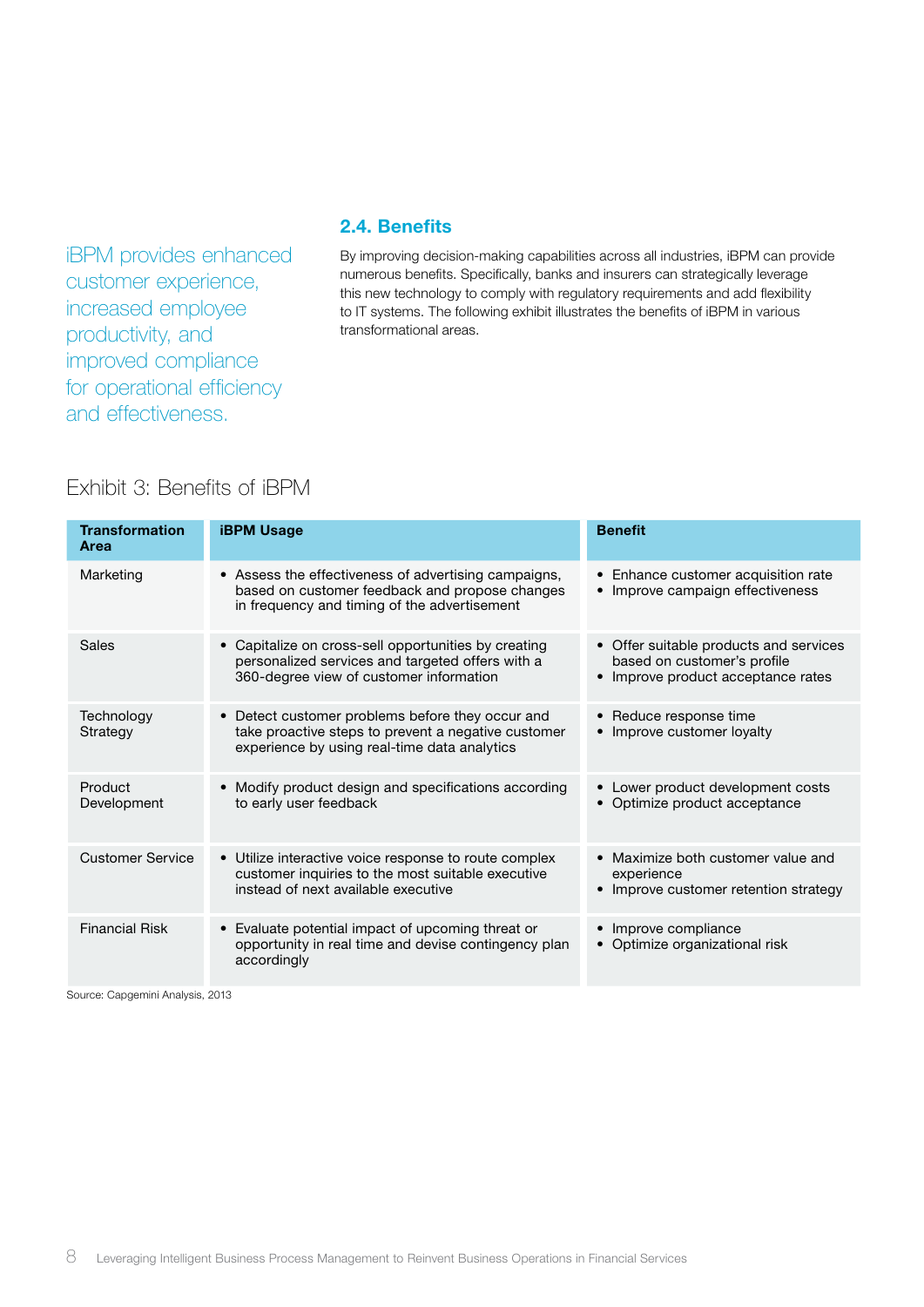iBPM provides enhanced customer experience, increased employee productivity, and improved compliance for operational efficiency and effectiveness.

## 2.4. Benefits

By improving decision-making capabilities across all industries, iBPM can provide numerous benefits. Specifically, banks and insurers can strategically leverage this new technology to comply with regulatory requirements and add flexibility to IT systems. The following exhibit illustrates the benefits of iBPM in various transformational areas.

### Exhibit 3: Benefits of iBPM

| Transformation Area | iBPM Usage | Benefit |
|---|---|---|
| Marketing | • Assess the effectiveness of advertising campaigns, based on customer feedback and propose changes in frequency and timing of the advertisement | • Enhance customer acquisition rate<br>• Improve campaign effectiveness |
| Sales | • Capitalize on cross-sell opportunities by creating personalized services and targeted offers with a 360-degree view of customer information | • Offer suitable products and services based on customer's profile<br>• Improve product acceptance rates |
| Technology Strategy | • Detect customer problems before they occur and take proactive steps to prevent a negative customer experience by using real-time data analytics | • Reduce response time<br>• Improve customer loyalty |
| Product Development | • Modify product design and specifications according to early user feedback | • Lower product development costs<br>• Optimize product acceptance |
| Customer Service | • Utilize interactive voice response to route complex customer inquiries to the most suitable executive instead of next available executive | • Maximize both customer value and experience<br>• Improve customer retention strategy |
| Financial Risk | • Evaluate potential impact of upcoming threat or opportunity in real time and devise contingency plan accordingly | • Improve compliance<br>• Optimize organizational risk |

Source: Capgemini Analysis, 2013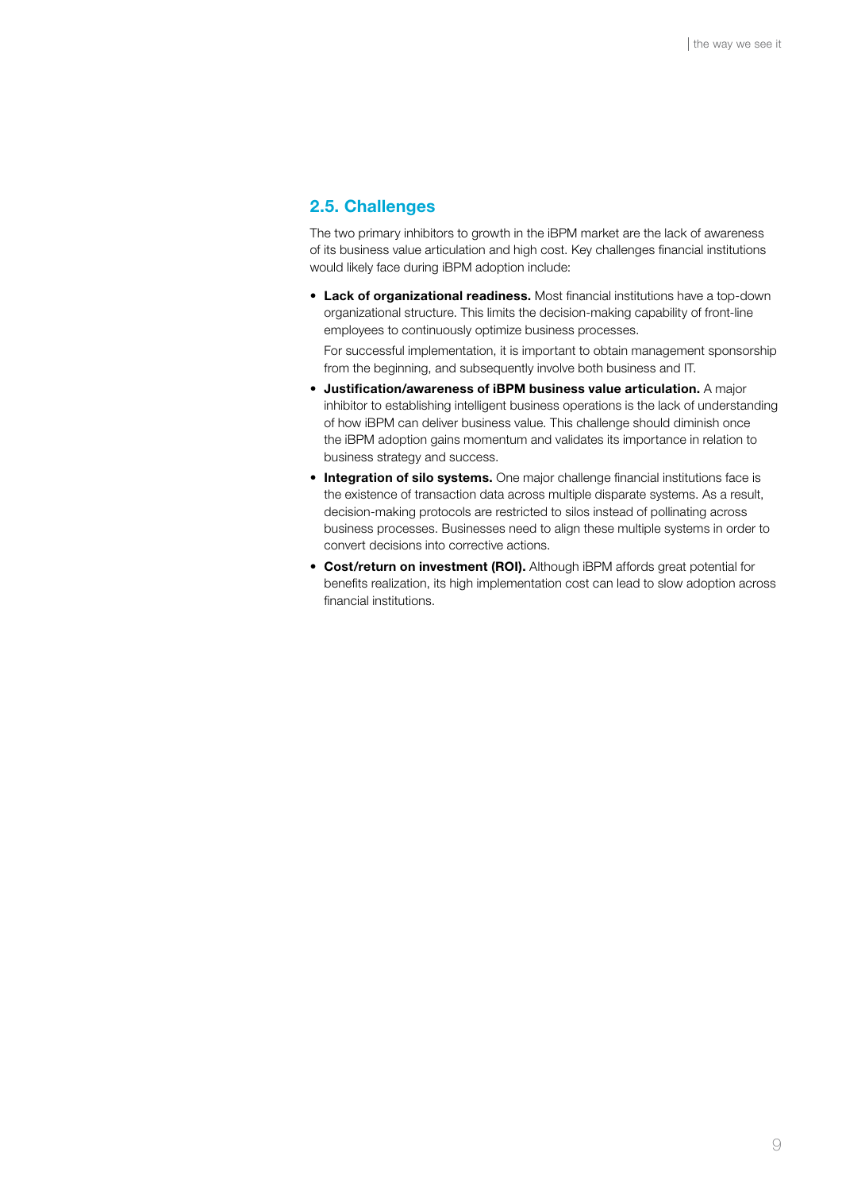## 2.5. Challenges

The two primary inhibitors to growth in the iBPM market are the lack of awareness of its business value articulation and high cost. Key challenges financial institutions would likely face during iBPM adoption include:

- **Lack of organizational readiness.** Most financial institutions have a top-down organizational structure. This limits the decision-making capability of front-line employees to continuously optimize business processes.

  For successful implementation, it is important to obtain management sponsorship from the beginning, and subsequently involve both business and IT.

- **Justification/awareness of iBPM business value articulation.** A major inhibitor to establishing intelligent business operations is the lack of understanding of how iBPM can deliver business value. This challenge should diminish once the iBPM adoption gains momentum and validates its importance in relation to business strategy and success.

- **Integration of silo systems.** One major challenge financial institutions face is the existence of transaction data across multiple disparate systems. As a result, decision-making protocols are restricted to silos instead of pollinating across business processes. Businesses need to align these multiple systems in order to convert decisions into corrective actions.

- **Cost/return on investment (ROI).** Although iBPM affords great potential for benefits realization, its high implementation cost can lead to slow adoption across financial institutions.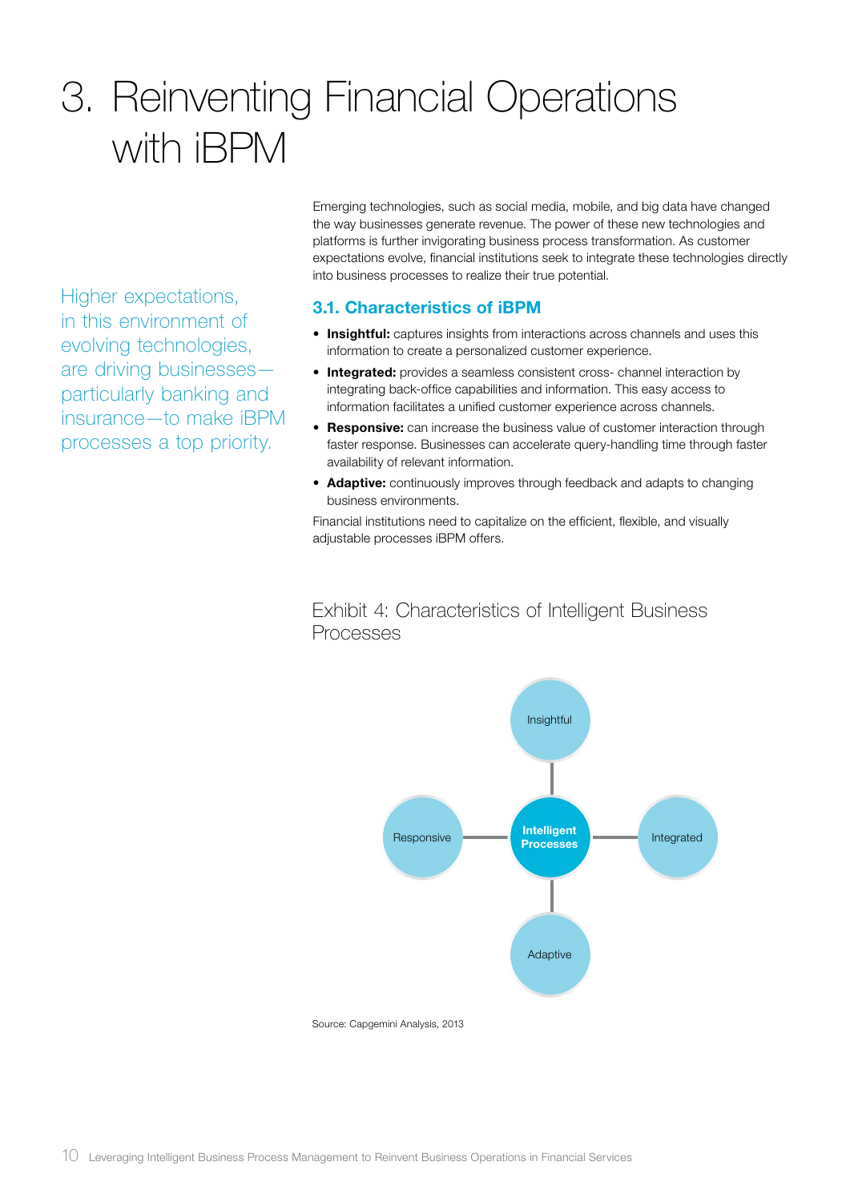# 3. Reinventing Financial Operations with iBPM

Higher expectations, in this environment of evolving technologies, are driving businesses—particularly banking and insurance—to make iBPM processes a top priority.

Emerging technologies, such as social media, mobile, and big data have changed the way businesses generate revenue. The power of these new technologies and platforms is further invigorating business process transformation. As customer expectations evolve, financial institutions seek to integrate these technologies directly into business processes to realize their true potential.

## 3.1. Characteristics of iBPM

- **Insightful:** captures insights from interactions across channels and uses this information to create a personalized customer experience.
- **Integrated:** provides a seamless consistent cross- channel interaction by integrating back-office capabilities and information. This easy access to information facilitates a unified customer experience across channels.
- **Responsive:** can increase the business value of customer interaction through faster response. Businesses can accelerate query-handling time through faster availability of relevant information.
- **Adaptive:** continuously improves through feedback and adapts to changing business environments.

Financial institutions need to capitalize on the efficient, flexible, and visually adjustable processes iBPM offers.

Exhibit 4: Characteristics of Intelligent Business Processes

Intelligent Processes: Insightful, Integrated, Adaptive, Responsive

Source: Capgemini Analysis, 2013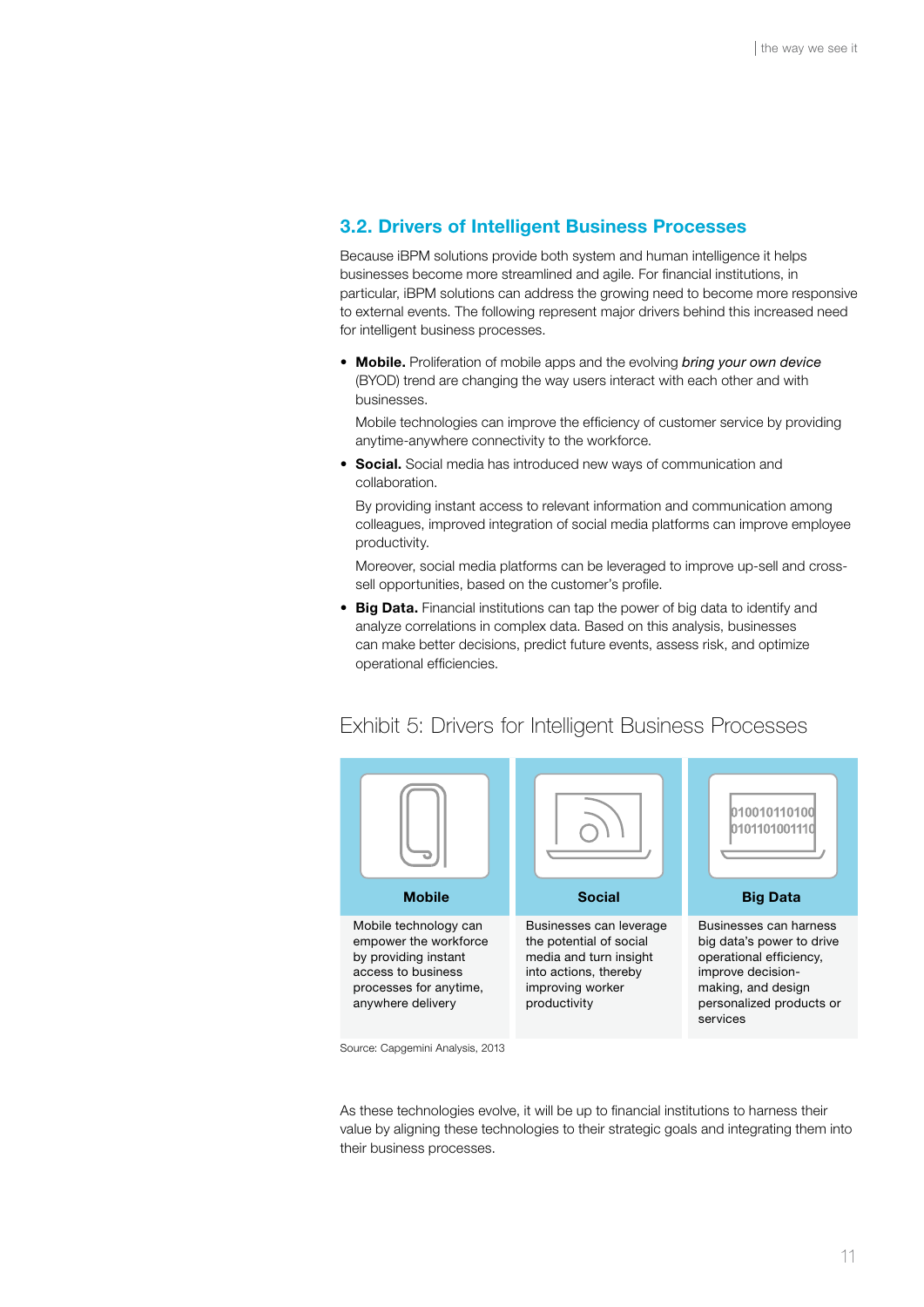## 3.2. Drivers of Intelligent Business Processes

Because iBPM solutions provide both system and human intelligence it helps businesses become more streamlined and agile. For financial institutions, in particular, iBPM solutions can address the growing need to become more responsive to external events. The following represent major drivers behind this increased need for intelligent business processes.

- **Mobile.** Proliferation of mobile apps and the evolving *bring your own device* (BYOD) trend are changing the way users interact with each other and with businesses.

  Mobile technologies can improve the efficiency of customer service by providing anytime-anywhere connectivity to the workforce.
- **Social.** Social media has introduced new ways of communication and collaboration.

  By providing instant access to relevant information and communication among colleagues, improved integration of social media platforms can improve employee productivity.

  Moreover, social media platforms can be leveraged to improve up-sell and cross-sell opportunities, based on the customer's profile.
- **Big Data.** Financial institutions can tap the power of big data to identify and analyze correlations in complex data. Based on this analysis, businesses can make better decisions, predict future events, assess risk, and optimize operational efficiencies.

### Exhibit 5: Drivers for Intelligent Business Processes

| Mobile | Social | Big Data |
|---|---|---|
| Mobile technology can empower the workforce by providing instant access to business processes for anytime, anywhere delivery | Businesses can leverage the potential of social media and turn insight into actions, thereby improving worker productivity | Businesses can harness big data's power to drive operational efficiency, improve decision-making, and design personalized products or services |

Source: Capgemini Analysis, 2013

As these technologies evolve, it will be up to financial institutions to harness their value by aligning these technologies to their strategic goals and integrating them into their business processes.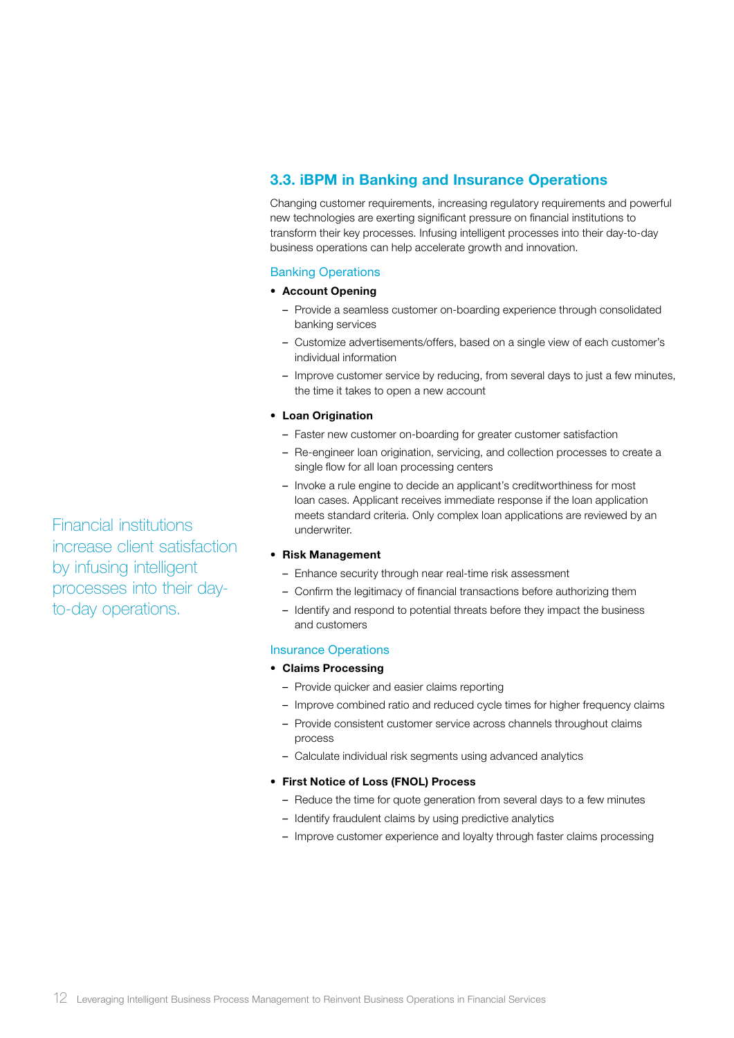## 3.3. iBPM in Banking and Insurance Operations

Changing customer requirements, increasing regulatory requirements and powerful new technologies are exerting significant pressure on financial institutions to transform their key processes. Infusing intelligent processes into their day-to-day business operations can help accelerate growth and innovation.

Financial institutions increase client satisfaction by infusing intelligent processes into their day-to-day operations.

### Banking Operations

- **Account Opening**
  - Provide a seamless customer on-boarding experience through consolidated banking services
  - Customize advertisements/offers, based on a single view of each customer's individual information
  - Improve customer service by reducing, from several days to just a few minutes, the time it takes to open a new account
- **Loan Origination**
  - Faster new customer on-boarding for greater customer satisfaction
  - Re-engineer loan origination, servicing, and collection processes to create a single flow for all loan processing centers
  - Invoke a rule engine to decide an applicant's creditworthiness for most loan cases. Applicant receives immediate response if the loan application meets standard criteria. Only complex loan applications are reviewed by an underwriter.
- **Risk Management**
  - Enhance security through near real-time risk assessment
  - Confirm the legitimacy of financial transactions before authorizing them
  - Identify and respond to potential threats before they impact the business and customers

### Insurance Operations

- **Claims Processing**
  - Provide quicker and easier claims reporting
  - Improve combined ratio and reduced cycle times for higher frequency claims
  - Provide consistent customer service across channels throughout claims process
  - Calculate individual risk segments using advanced analytics
- **First Notice of Loss (FNOL) Process**
  - Reduce the time for quote generation from several days to a few minutes
  - Identify fraudulent claims by using predictive analytics
  - Improve customer experience and loyalty through faster claims processing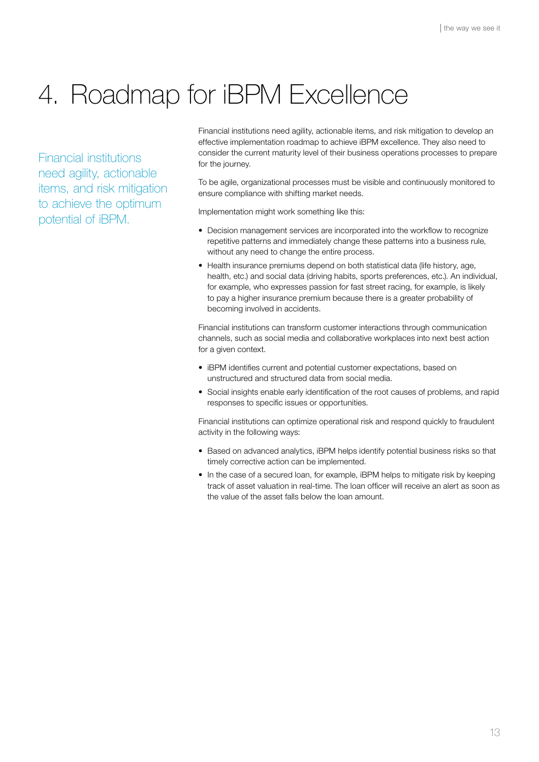# 4. Roadmap for iBPM Excellence

Financial institutions need agility, actionable items, and risk mitigation to achieve the optimum potential of iBPM.

Financial institutions need agility, actionable items, and risk mitigation to develop an effective implementation roadmap to achieve iBPM excellence. They also need to consider the current maturity level of their business operations processes to prepare for the journey.

To be agile, organizational processes must be visible and continuously monitored to ensure compliance with shifting market needs.

Implementation might work something like this:

- Decision management services are incorporated into the workflow to recognize repetitive patterns and immediately change these patterns into a business rule, without any need to change the entire process.
- Health insurance premiums depend on both statistical data (life history, age, health, etc.) and social data (driving habits, sports preferences, etc.). An individual, for example, who expresses passion for fast street racing, for example, is likely to pay a higher insurance premium because there is a greater probability of becoming involved in accidents.

Financial institutions can transform customer interactions through communication channels, such as social media and collaborative workplaces into next best action for a given context.

- iBPM identifies current and potential customer expectations, based on unstructured and structured data from social media.
- Social insights enable early identification of the root causes of problems, and rapid responses to specific issues or opportunities.

Financial institutions can optimize operational risk and respond quickly to fraudulent activity in the following ways:

- Based on advanced analytics, iBPM helps identify potential business risks so that timely corrective action can be implemented.
- In the case of a secured loan, for example, iBPM helps to mitigate risk by keeping track of asset valuation in real-time. The loan officer will receive an alert as soon as the value of the asset falls below the loan amount.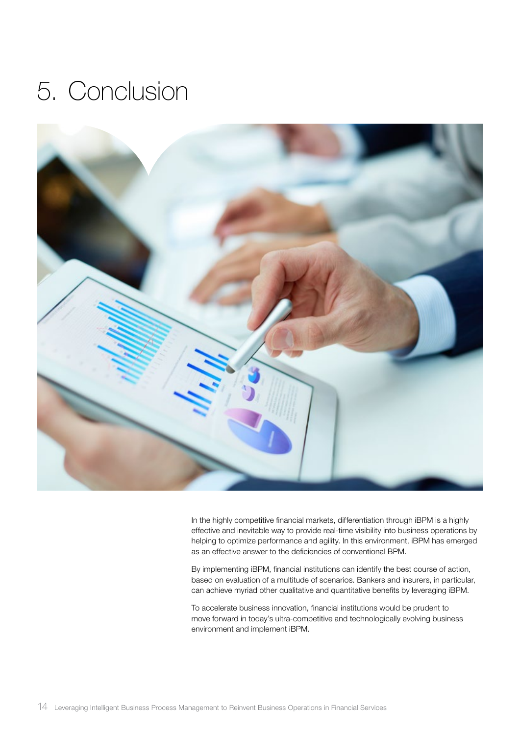# 5. Conclusion

In the highly competitive financial markets, differentiation through iBPM is a highly effective and inevitable way to provide real-time visibility into business operations by helping to optimize performance and agility. In this environment, iBPM has emerged as an effective answer to the deficiencies of conventional BPM.

By implementing iBPM, financial institutions can identify the best course of action, based on evaluation of a multitude of scenarios. Bankers and insurers, in particular, can achieve myriad other qualitative and quantitative benefits by leveraging iBPM.

To accelerate business innovation, financial institutions would be prudent to move forward in today's ultra-competitive and technologically evolving business environment and implement iBPM.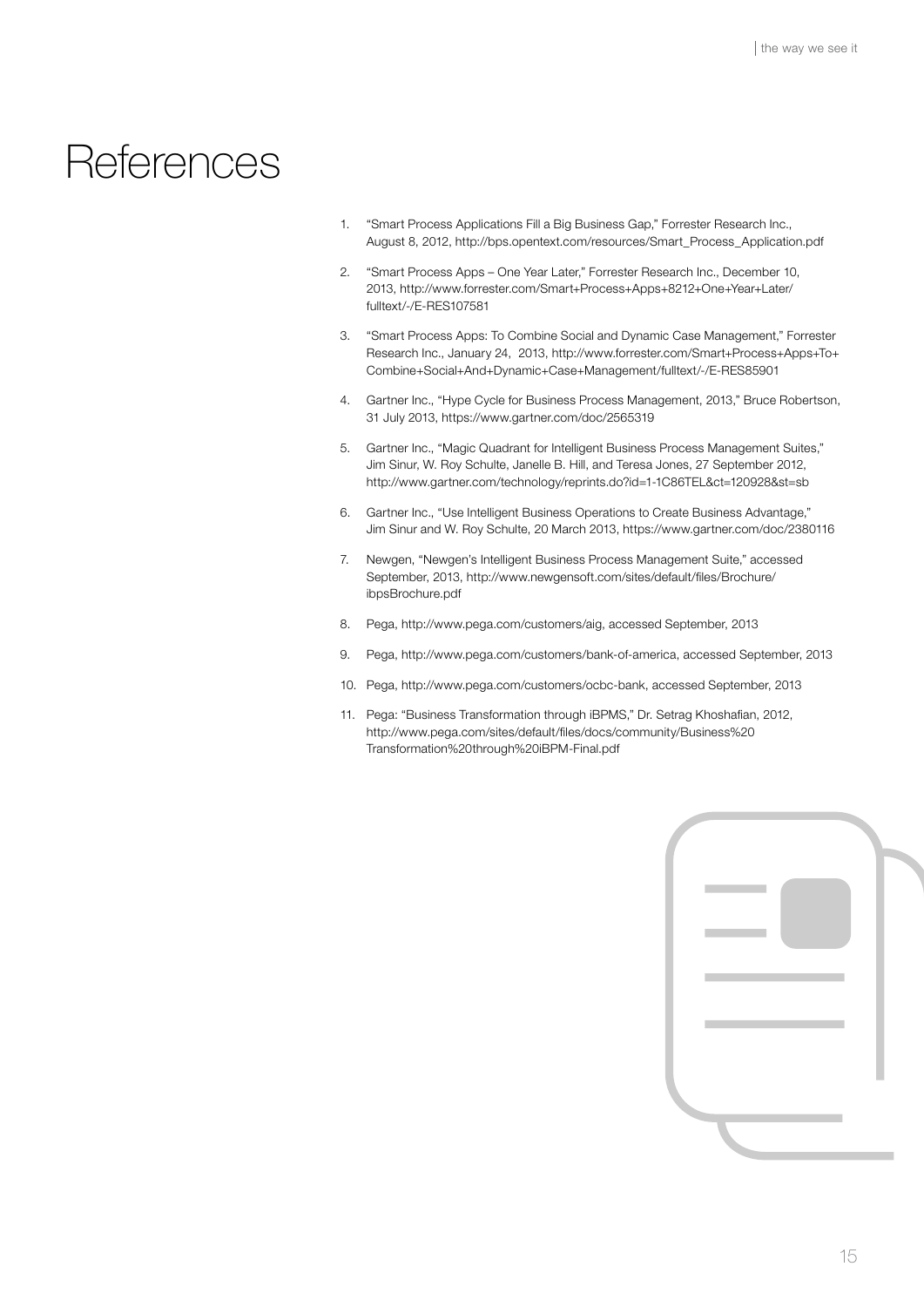# References

1. "Smart Process Applications Fill a Big Business Gap," Forrester Research Inc., August 8, 2012, http://bps.opentext.com/resources/Smart_Process_Application.pdf
2. "Smart Process Apps – One Year Later," Forrester Research Inc., December 10, 2013, http://www.forrester.com/Smart+Process+Apps+8212+One+Year+Later/fulltext/-/E-RES107581
3. "Smart Process Apps: To Combine Social and Dynamic Case Management," Forrester Research Inc., January 24, 2013, http://www.forrester.com/Smart+Process+Apps+To+Combine+Social+And+Dynamic+Case+Management/fulltext/-/E-RES85901
4. Gartner Inc., "Hype Cycle for Business Process Management, 2013," Bruce Robertson, 31 July 2013, https://www.gartner.com/doc/2565319
5. Gartner Inc., "Magic Quadrant for Intelligent Business Process Management Suites," Jim Sinur, W. Roy Schulte, Janelle B. Hill, and Teresa Jones, 27 September 2012, http://www.gartner.com/technology/reprints.do?id=1-1C86TEL&ct=120928&st=sb
6. Gartner Inc., "Use Intelligent Business Operations to Create Business Advantage," Jim Sinur and W. Roy Schulte, 20 March 2013, https://www.gartner.com/doc/2380116
7. Newgen, "Newgen's Intelligent Business Process Management Suite," accessed September, 2013, http://www.newgensoft.com/sites/default/files/Brochure/ibpsBrochure.pdf
8. Pega, http://www.pega.com/customers/aig, accessed September, 2013
9. Pega, http://www.pega.com/customers/bank-of-america, accessed September, 2013
10. Pega, http://www.pega.com/customers/ocbc-bank, accessed September, 2013
11. Pega: "Business Transformation through iBPMS," Dr. Setrag Khoshafian, 2012, http://www.pega.com/sites/default/files/docs/community/Business%20Transformation%20through%20iBPM-Final.pdf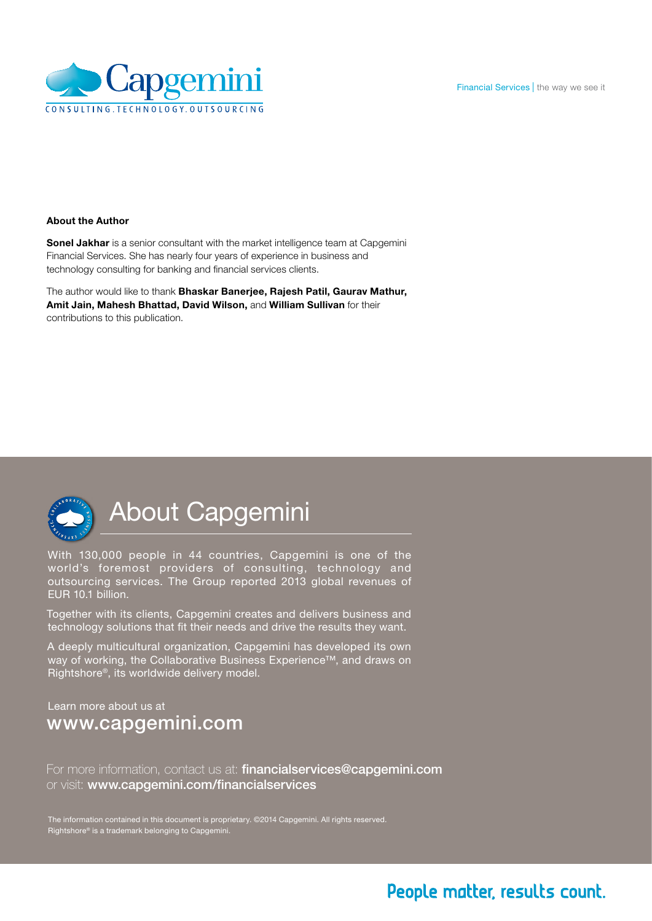### About the Author

**Sonel Jakhar** is a senior consultant with the market intelligence team at Capgemini Financial Services. She has nearly four years of experience in business and technology consulting for banking and financial services clients.

The author would like to thank **Bhaskar Banerjee, Rajesh Patil, Gaurav Mathur, Amit Jain, Mahesh Bhattad, David Wilson,** and **William Sullivan** for their contributions to this publication.

## About Capgemini

With 130,000 people in 44 countries, Capgemini is one of the world's foremost providers of consulting, technology and outsourcing services. The Group reported 2013 global revenues of EUR 10.1 billion.

Together with its clients, Capgemini creates and delivers business and technology solutions that fit their needs and drive the results they want.

A deeply multicultural organization, Capgemini has developed its own way of working, the Collaborative Business Experience™, and draws on Rightshore®, its worldwide delivery model.

Learn more about us at

**www.capgemini.com**

For more information, contact us at: **financialservices@capgemini.com**
or visit: **www.capgemini.com/financialservices**

The information contained in this document is proprietary. ©2014 Capgemini. All rights reserved.
Rightshore® is a trademark belonging to Capgemini.

People matter, results count.